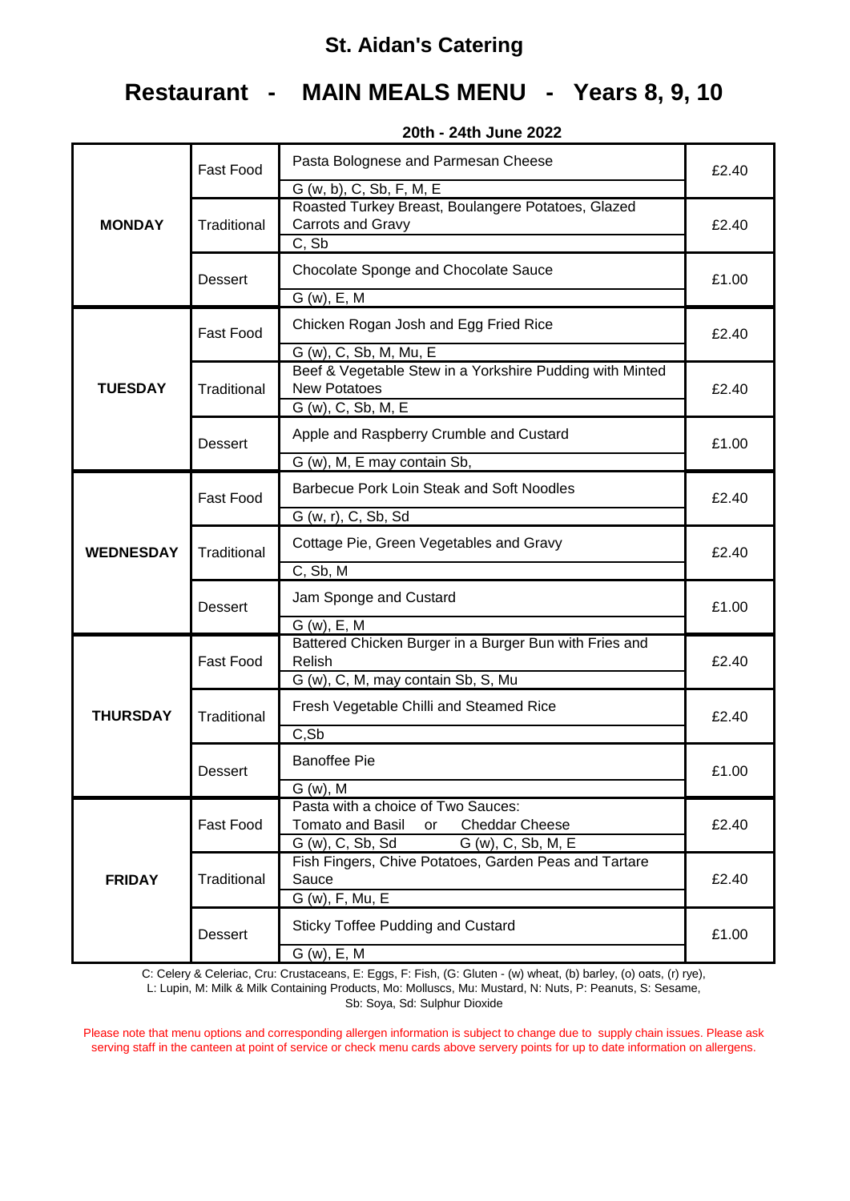# St. Aidan's Catering

## Restaurant - MAIN MEALS MENU - Years 8, 9, 10

**20th - 24th June 2022**

| Day | Type | Meal | Price |
|---|---|---|---|
| **MONDAY** | Fast Food | Pasta Bolognese and Parmesan Cheese<br>G (w, b), C, Sb, F, M, E | £2.40 |
| | Traditional | Roasted Turkey Breast, Boulangere Potatoes, Glazed Carrots and Gravy<br>C, Sb | £2.40 |
| | Dessert | Chocolate Sponge and Chocolate Sauce<br>G (w), E, M | £1.00 |
| **TUESDAY** | Fast Food | Chicken Rogan Josh and Egg Fried Rice<br>G (w), C, Sb, M, Mu, E | £2.40 |
| | Traditional | Beef & Vegetable Stew in a Yorkshire Pudding with Minted New Potatoes<br>G (w), C, Sb, M, E | £2.40 |
| | Dessert | Apple and Raspberry Crumble and Custard<br>G (w), M, E may contain Sb, | £1.00 |
| **WEDNESDAY** | Fast Food | Barbecue Pork Loin Steak and Soft Noodles<br>G (w, r), C, Sb, Sd | £2.40 |
| | Traditional | Cottage Pie, Green Vegetables and Gravy<br>C, Sb, M | £2.40 |
| | Dessert | Jam Sponge and Custard<br>G (w), E, M | £1.00 |
| **THURSDAY** | Fast Food | Battered Chicken Burger in a Burger Bun with Fries and Relish<br>G (w), C, M, may contain Sb, S, Mu | £2.40 |
| | Traditional | Fresh Vegetable Chilli and Steamed Rice<br>C,Sb | £2.40 |
| | Dessert | Banoffee Pie<br>G (w), M | £1.00 |
| **FRIDAY** | Fast Food | Pasta with a choice of Two Sauces:<br>Tomato and Basil or Cheddar Cheese<br>G (w), C, Sb, Sd / G (w), C, Sb, M, E | £2.40 |
| | Traditional | Fish Fingers, Chive Potatoes, Garden Peas and Tartare Sauce<br>G (w), F, Mu, E | £2.40 |
| | Dessert | Sticky Toffee Pudding and Custard<br>G (w), E, M | £1.00 |

C: Celery & Celeriac, Cru: Crustaceans, E: Eggs, F: Fish, (G: Gluten - (w) wheat, (b) barley, (o) oats, (r) rye), L: Lupin, M: Milk & Milk Containing Products, Mo: Molluscs, Mu: Mustard, N: Nuts, P: Peanuts, S: Sesame, Sb: Soya, Sd: Sulphur Dioxide

Please note that menu options and corresponding allergen information is subject to change due to supply chain issues. Please ask serving staff in the canteen at point of service or check menu cards above servery points for up to date information on allergens.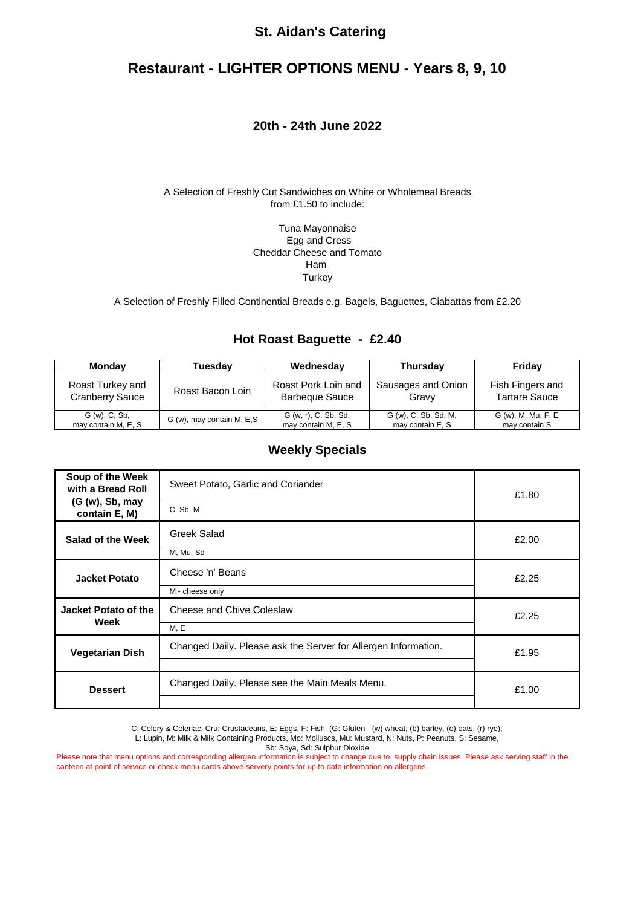# St. Aidan's Catering

## Restaurant - LIGHTER OPTIONS MENU - Years 8, 9, 10

### 20th - 24th June 2022

A Selection of Freshly Cut Sandwiches on White or Wholemeal Breads from £1.50 to include:

Tuna Mayonnaise
Egg and Cress
Cheddar Cheese and Tomato
Ham
Turkey

A Selection of Freshly Filled Continential Breads e.g. Bagels, Baguettes, Ciabattas from £2.20

### Hot Roast Baguette - £2.40

| Monday | Tuesday | Wednesday | Thursday | Friday |
|---|---|---|---|---|
| Roast Turkey and Cranberry Sauce | Roast Bacon Loin | Roast Pork Loin and Barbeque Sauce | Sausages and Onion Gravy | Fish Fingers and Tartare Sauce |
| G (w), C, Sb, may contain M, E, S | G (w), may contain M, E,S | G (w, r), C, Sb, Sd, may contain M, E, S | G (w), C, Sb, Sd, M, may contain E, S | G (w), M, Mu, F, E may contain S |

### Weekly Specials

| | | |
|---|---|---|
| **Soup of the Week with a Bread Roll (G (w), Sb, may contain E, M)** | Sweet Potato, Garlic and Coriander<br>C, Sb, M | £1.80 |
| **Salad of the Week** | Greek Salad<br>M, Mu, Sd | £2.00 |
| **Jacket Potato** | Cheese 'n' Beans<br>M - cheese only | £2.25 |
| **Jacket Potato of the Week** | Cheese and Chive Coleslaw<br>M, E | £2.25 |
| **Vegetarian Dish** | Changed Daily. Please ask the Server for Allergen Information. | £1.95 |
| **Dessert** | Changed Daily. Please see the Main Meals Menu. | £1.00 |

C: Celery & Celeriac, Cru: Crustaceans, E: Eggs, F: Fish, (G: Gluten - (w) wheat, (b) barley, (o) oats, (r) rye), L: Lupin, M: Milk & Milk Containing Products, Mo: Molluscs, Mu: Mustard, N: Nuts, P: Peanuts, S: Sesame, Sb: Soya, Sd: Sulphur Dioxide

Please note that menu options and corresponding allergen information is subject to change due to supply chain issues. Please ask serving staff in the canteen at point of service or check menu cards above servery points for up to date information on allergens.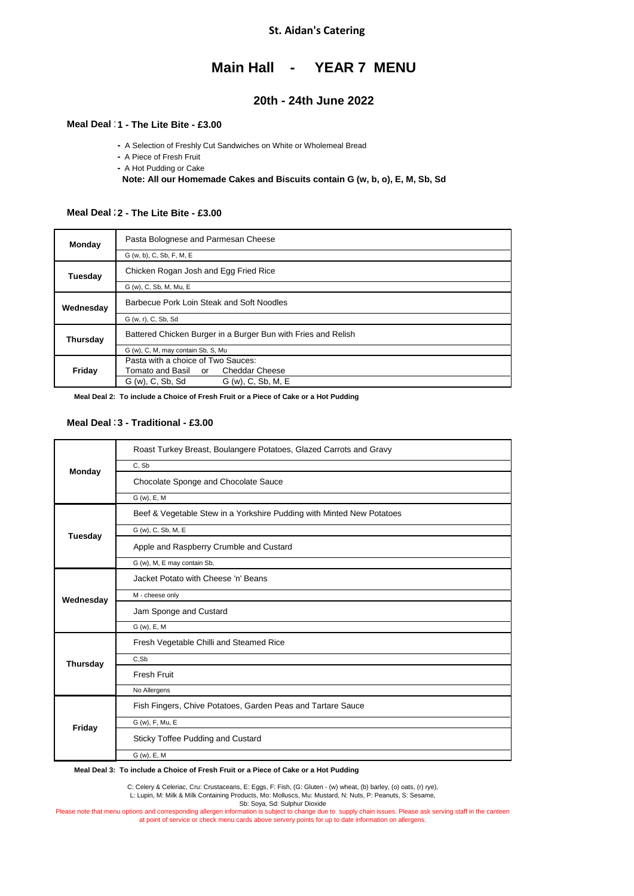**St. Aidan's Catering**

# Main Hall - YEAR 7 MENU

## 20th - 24th June 2022

### Meal Deal 1 - The Lite Bite - £3.00

- A Selection of Freshly Cut Sandwiches on White or Wholemeal Bread
- A Piece of Fresh Fruit
- A Hot Pudding or Cake

**Note: All our Homemade Cakes and Biscuits contain G (w, b, o), E, M, Sb, Sd**

### Meal Deal 2 - The Lite Bite - £3.00

| Day | Menu |
|---|---|
| **Monday** | Pasta Bolognese and Parmesan Cheese |
| | G (w, b), C, Sb, F, M, E |
| **Tuesday** | Chicken Rogan Josh and Egg Fried Rice |
| | G (w), C, Sb, M, Mu, E |
| **Wednesday** | Barbecue Pork Loin Steak and Soft Noodles |
| | G (w, r), C, Sb, Sd |
| **Thursday** | Battered Chicken Burger in a Burger Bun with Fries and Relish |
| | G (w), C, M, may contain Sb, S, Mu |
| **Friday** | Pasta with a choice of Two Sauces: Tomato and Basil or Cheddar Cheese |
| | G (w), C, Sb, Sd — G (w), C, Sb, M, E |

**Meal Deal 2: To include a Choice of Fresh Fruit or a Piece of Cake or a Hot Pudding**

### Meal Deal 3 - Traditional - £3.00

| Day | Menu |
|---|---|
| **Monday** | Roast Turkey Breast, Boulangere Potatoes, Glazed Carrots and Gravy |
| | C, Sb |
| | Chocolate Sponge and Chocolate Sauce |
| | G (w), E, M |
| **Tuesday** | Beef & Vegetable Stew in a Yorkshire Pudding with Minted New Potatoes |
| | G (w), C, Sb, M, E |
| | Apple and Raspberry Crumble and Custard |
| | G (w), M, E may contain Sb, |
| **Wednesday** | Jacket Potato with Cheese 'n' Beans |
| | M - cheese only |
| | Jam Sponge and Custard |
| | G (w), E, M |
| **Thursday** | Fresh Vegetable Chilli and Steamed Rice |
| | C,Sb |
| | Fresh Fruit |
| | No Allergens |
| **Friday** | Fish Fingers, Chive Potatoes, Garden Peas and Tartare Sauce |
| | G (w), F, Mu, E |
| | Sticky Toffee Pudding and Custard |
| | G (w), E, M |

**Meal Deal 3: To include a Choice of Fresh Fruit or a Piece of Cake or a Hot Pudding**

C: Celery & Celeriac, Cru: Crustaceans, E: Eggs, F: Fish, (G: Gluten - (w) wheat, (b) barley, (o) oats, (r) rye),
L: Lupin, M: Milk & Milk Containing Products, Mo: Molluscs, Mu: Mustard, N: Nuts, P: Peanuts, S: Sesame,
Sb: Soya, Sd: Sulphur Dioxide

Please note that menu options and corresponding allergen information is subject to change due to supply chain issues. Please ask serving staff in the canteen at point of service or check menu cards above servery points for up to date information on allergens.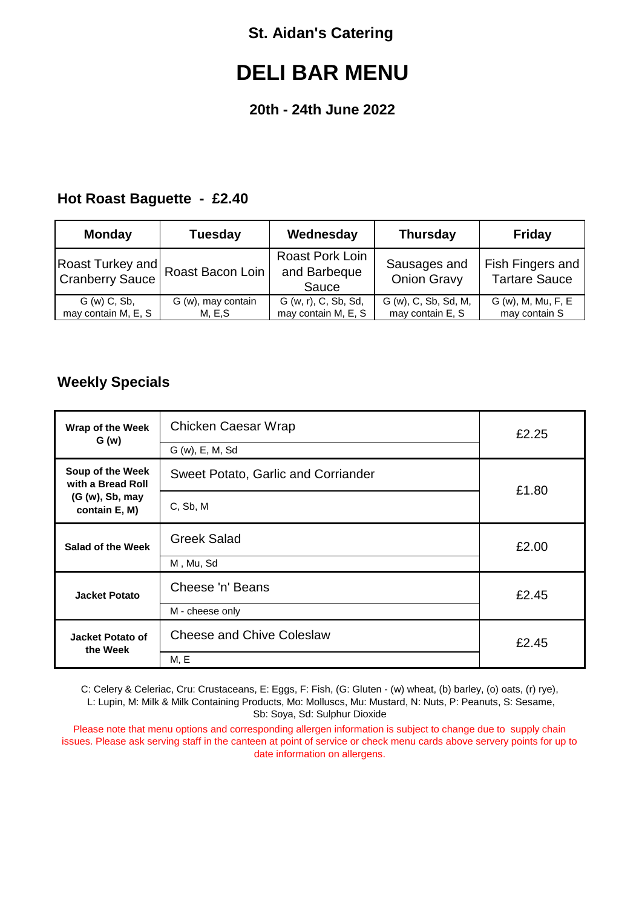St. Aidan's Catering

# DELI BAR MENU

### 20th - 24th June 2022

## Hot Roast Baguette - £2.40

| Monday | Tuesday | Wednesday | Thursday | Friday |
|---|---|---|---|---|
| Roast Turkey and Cranberry Sauce | Roast Bacon Loin | Roast Pork Loin and Barbeque Sauce | Sausages and Onion Gravy | Fish Fingers and Tartare Sauce |
| G (w) C, Sb, may contain M, E, S | G (w), may contain M, E,S | G (w, r), C, Sb, Sd, may contain M, E, S | G (w), C, Sb, Sd, M, may contain E, S | G (w), M, Mu, F, E may contain S |

## Weekly Specials

| | | |
|---|---|---|
| **Wrap of the Week G (w)** | Chicken Caesar Wrap<br>G (w), E, M, Sd | £2.25 |
| **Soup of the Week with a Bread Roll (G (w), Sb, may contain E, M)** | Sweet Potato, Garlic and Corriander<br>C, Sb, M | £1.80 |
| **Salad of the Week** | Greek Salad<br>M , Mu, Sd | £2.00 |
| **Jacket Potato** | Cheese 'n' Beans<br>M - cheese only | £2.45 |
| **Jacket Potato of the Week** | Cheese and Chive Coleslaw<br>M, E | £2.45 |

C: Celery & Celeriac, Cru: Crustaceans, E: Eggs, F: Fish, (G: Gluten - (w) wheat, (b) barley, (o) oats, (r) rye), L: Lupin, M: Milk & Milk Containing Products, Mo: Molluscs, Mu: Mustard, N: Nuts, P: Peanuts, S: Sesame, Sb: Soya, Sd: Sulphur Dioxide

Please note that menu options and corresponding allergen information is subject to change due to supply chain issues. Please ask serving staff in the canteen at point of service or check menu cards above servery points for up to date information on allergens.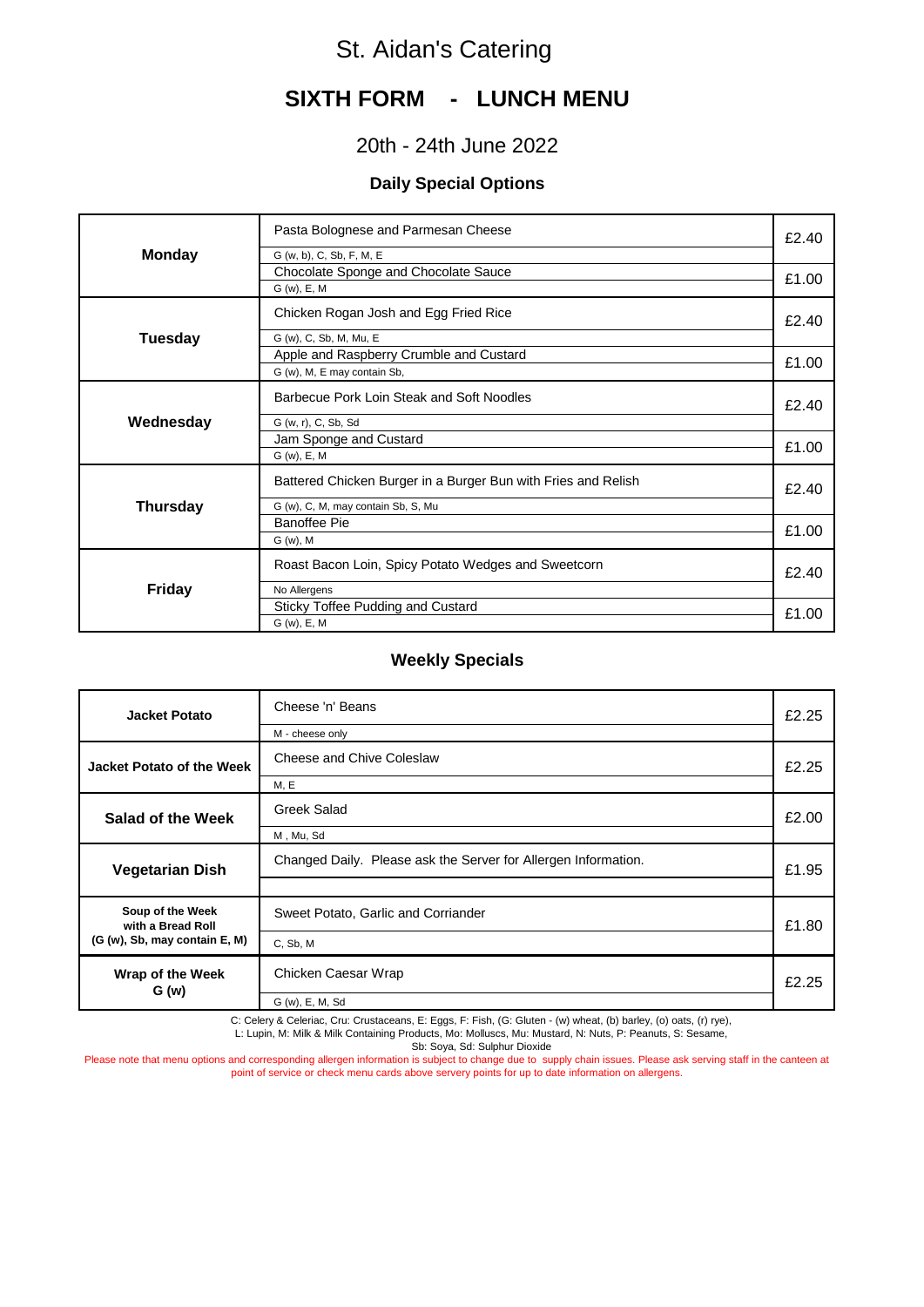# St. Aidan's Catering

## SIXTH FORM - LUNCH MENU

### 20th - 24th June 2022

#### Daily Special Options

| Day | Dish | Price |
|---|---|---|
| **Monday** | Pasta Bolognese and Parmesan Cheese<br>G (w, b), C, Sb, F, M, E | £2.40 |
| | Chocolate Sponge and Chocolate Sauce<br>G (w), E, M | £1.00 |
| **Tuesday** | Chicken Rogan Josh and Egg Fried Rice<br>G (w), C, Sb, M, Mu, E | £2.40 |
| | Apple and Raspberry Crumble and Custard<br>G (w), M, E may contain Sb, | £1.00 |
| **Wednesday** | Barbecue Pork Loin Steak and Soft Noodles<br>G (w, r), C, Sb, Sd | £2.40 |
| | Jam Sponge and Custard<br>G (w), E, M | £1.00 |
| **Thursday** | Battered Chicken Burger in a Burger Bun with Fries and Relish<br>G (w), C, M, may contain Sb, S, Mu | £2.40 |
| | Banoffee Pie<br>G (w), M | £1.00 |
| **Friday** | Roast Bacon Loin, Spicy Potato Wedges and Sweetcorn<br>No Allergens | £2.40 |
| | Sticky Toffee Pudding and Custard<br>G (w), E, M | £1.00 |

#### Weekly Specials

| Item | Dish | Price |
|---|---|---|
| **Jacket Potato** | Cheese 'n' Beans<br>M - cheese only | £2.25 |
| **Jacket Potato of the Week** | Cheese and Chive Coleslaw<br>M, E | £2.25 |
| **Salad of the Week** | Greek Salad<br>M , Mu, Sd | £2.00 |
| **Vegetarian Dish** | Changed Daily. Please ask the Server for Allergen Information. | £1.95 |
| **Soup of the Week with a Bread Roll (G (w), Sb, may contain E, M)** | Sweet Potato, Garlic and Corriander<br>C, Sb, M | £1.80 |
| **Wrap of the Week G (w)** | Chicken Caesar Wrap<br>G (w), E, M, Sd | £2.25 |

C: Celery & Celeriac, Cru: Crustaceans, E: Eggs, F: Fish, (G: Gluten - (w) wheat, (b) barley, (o) oats, (r) rye), L: Lupin, M: Milk & Milk Containing Products, Mo: Molluscs, Mu: Mustard, N: Nuts, P: Peanuts, S: Sesame, Sb: Soya, Sd: Sulphur Dioxide

Please note that menu options and corresponding allergen information is subject to change due to supply chain issues. Please ask serving staff in the canteen at point of service or check menu cards above servery points for up to date information on allergens.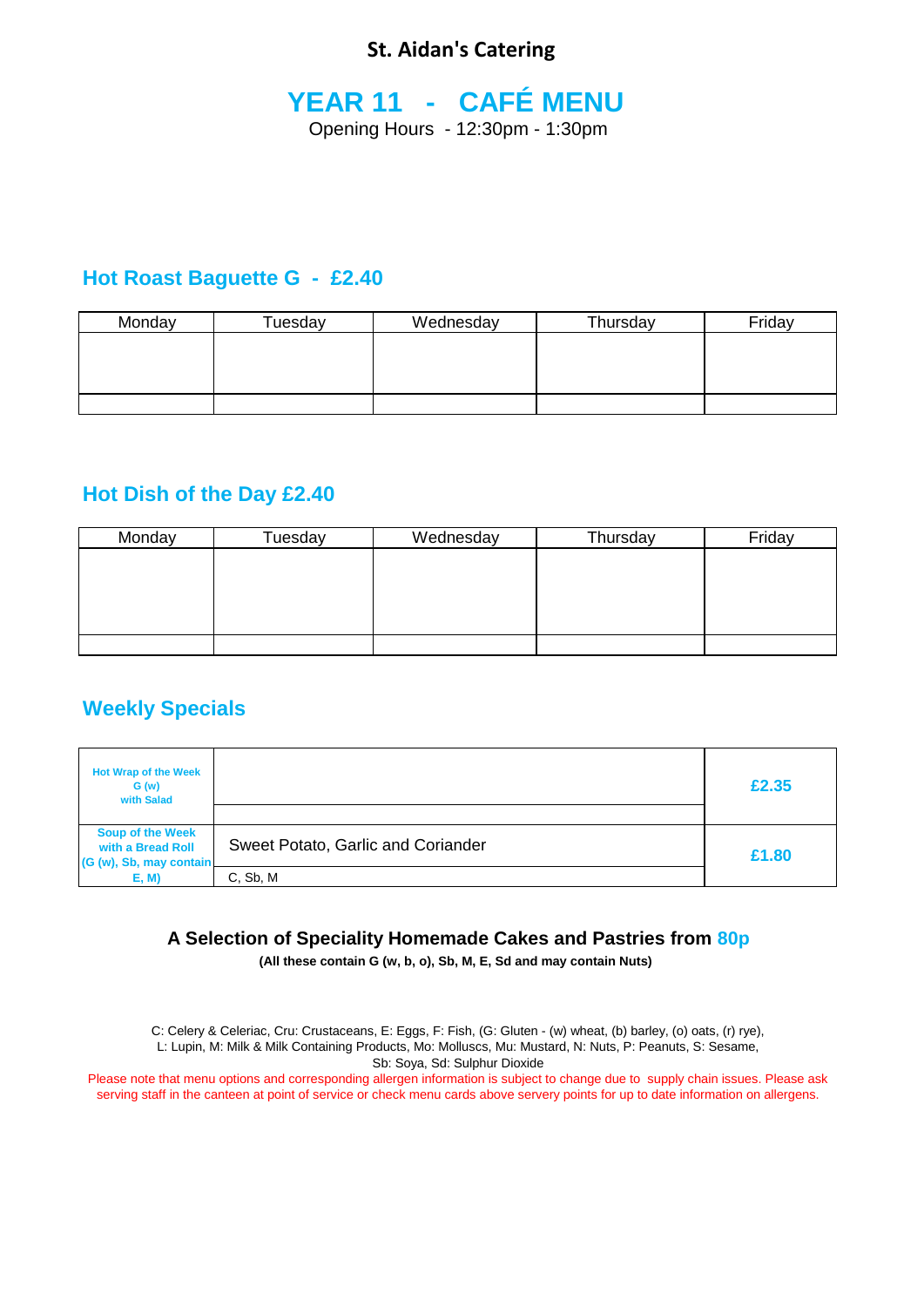St. Aidan's Catering

# YEAR 11 - CAFÉ MENU

Opening Hours - 12:30pm - 1:30pm

## Hot Roast Baguette G - £2.40

| Monday | Tuesday | Wednesday | Thursday | Friday |
|---|---|---|---|---|
| | | | | |
| | | | | |

## Hot Dish of the Day £2.40

| Monday | Tuesday | Wednesday | Thursday | Friday |
|---|---|---|---|---|
| | | | | |
| | | | | |

## Weekly Specials

| | | |
|---|---|---|
| **Hot Wrap of the Week G (w) with Salad** | | **£2.35** |
| | | |
| **Soup of the Week with a Bread Roll (G (w), Sb, may contain E, M)** | Sweet Potato, Garlic and Coriander | **£1.80** |
| | C, Sb, M | |

**A Selection of Speciality Homemade Cakes and Pastries from 80p**

**(All these contain G (w, b, o), Sb, M, E, Sd and may contain Nuts)**

C: Celery & Celeriac, Cru: Crustaceans, E: Eggs, F: Fish, (G: Gluten - (w) wheat, (b) barley, (o) oats, (r) rye), L: Lupin, M: Milk & Milk Containing Products, Mo: Molluscs, Mu: Mustard, N: Nuts, P: Peanuts, S: Sesame, Sb: Soya, Sd: Sulphur Dioxide

Please note that menu options and corresponding allergen information is subject to change due to supply chain issues. Please ask serving staff in the canteen at point of service or check menu cards above servery points for up to date information on allergens.